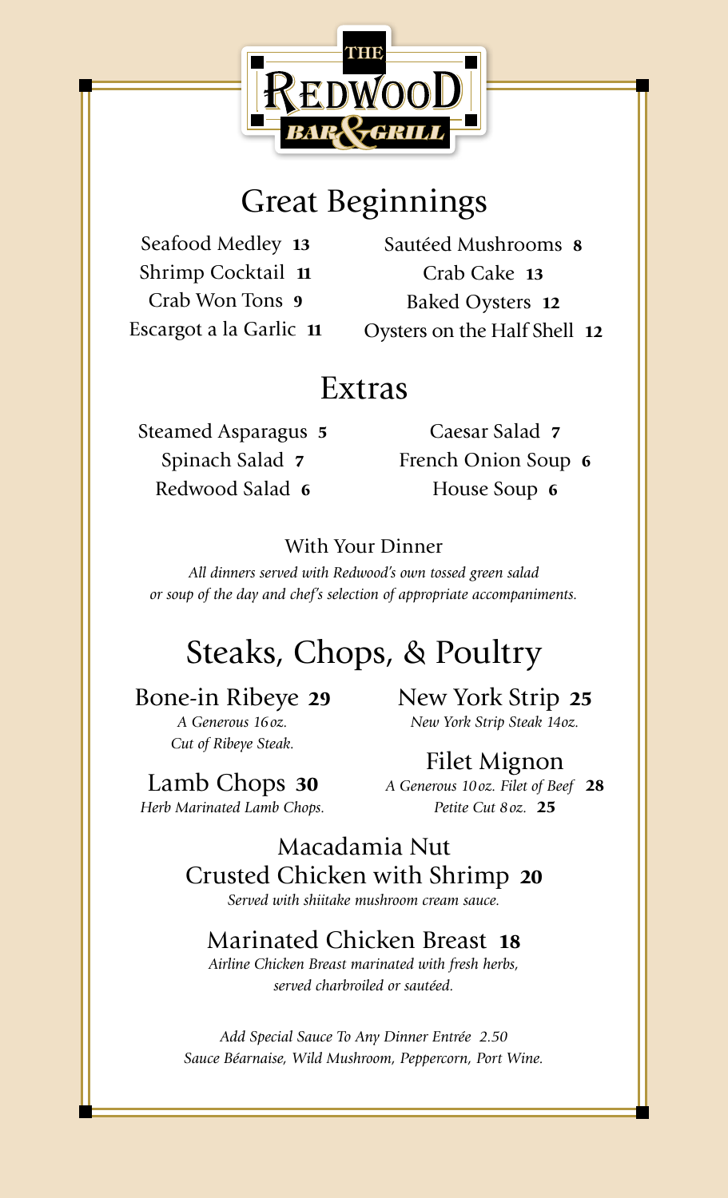# THE REDWOOD BAR & GRILL

## Great Beginnings

Seafood Medley **13**
Shrimp Cocktail **11**
Crab Won Tons **9**
Escargot a la Garlic **11**
Sautéed Mushrooms **8**
Crab Cake **13**
Baked Oysters **12**
Oysters on the Half Shell **12**

## Extras

Steamed Asparagus **5**
Spinach Salad **7**
Redwood Salad **6**
Caesar Salad **7**
French Onion Soup **6**
House Soup **6**

### With Your Dinner

*All dinners served with Redwood's own tossed green salad or soup of the day and chef's selection of appropriate accompaniments.*

## Steaks, Chops, & Poultry

### Bone-in Ribeye **29**
*A Generous 16 oz. Cut of Ribeye Steak.*

### Lamb Chops **30**
*Herb Marinated Lamb Chops.*

### New York Strip **25**
*New York Strip Steak 14oz.*

### Filet Mignon
*A Generous 10 oz. Filet of Beef* **28**
*Petite Cut 8 oz.* **25**

### Macadamia Nut Crusted Chicken with Shrimp **20**
*Served with shiitake mushroom cream sauce.*

### Marinated Chicken Breast **18**
*Airline Chicken Breast marinated with fresh herbs, served charbroiled or sautéed.*

*Add Special Sauce To Any Dinner Entrée 2.50*
*Sauce Béarnaise, Wild Mushroom, Peppercorn, Port Wine.*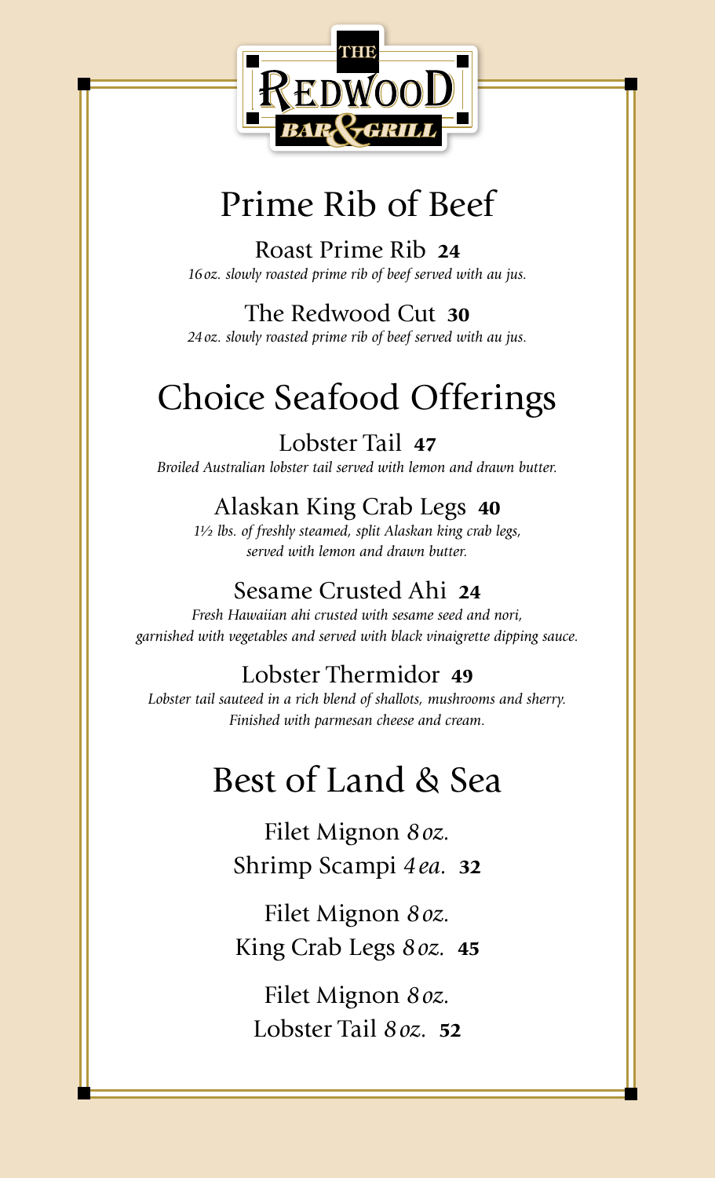THE REDWOOD BAR & GRILL

# Prime Rib of Beef

### Roast Prime Rib **24**

*16 oz. slowly roasted prime rib of beef served with au jus.*

### The Redwood Cut **30**

*24 oz. slowly roasted prime rib of beef served with au jus.*

# Choice Seafood Offerings

### Lobster Tail **47**

*Broiled Australian lobster tail served with lemon and drawn butter.*

### Alaskan King Crab Legs **40**

*1½ lbs. of freshly steamed, split Alaskan king crab legs, served with lemon and drawn butter.*

### Sesame Crusted Ahi **24**

*Fresh Hawaiian ahi crusted with sesame seed and nori, garnished with vegetables and served with black vinaigrette dipping sauce.*

### Lobster Thermidor **49**

*Lobster tail sauteed in a rich blend of shallots, mushrooms and sherry. Finished with parmesan cheese and cream.*

# Best of Land & Sea

Filet Mignon *8 oz.*
Shrimp Scampi *4 ea.* **32**

Filet Mignon *8 oz.*
King Crab Legs *8 oz.* **45**

Filet Mignon *8 oz.*
Lobster Tail *8 oz.* **52**